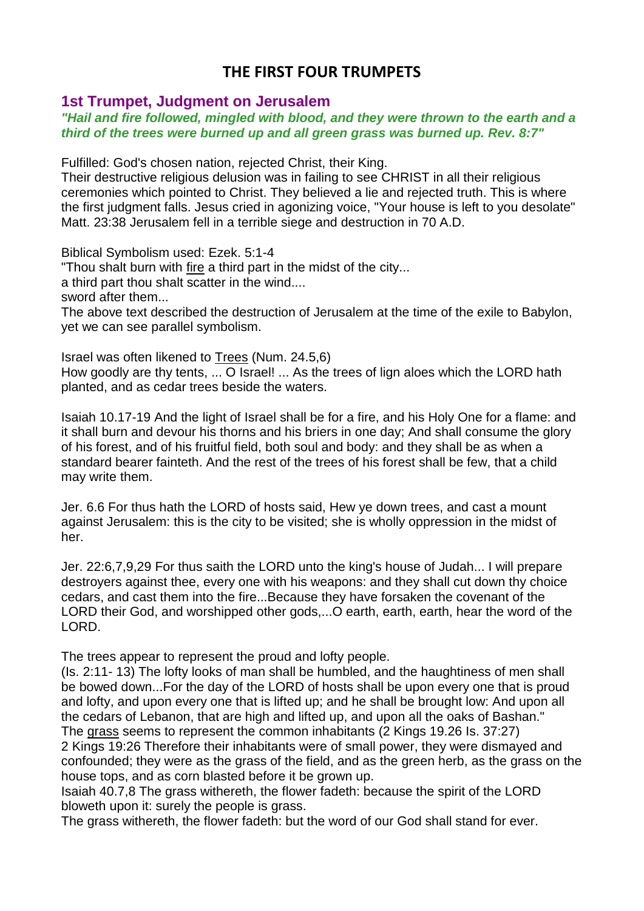# THE FIRST FOUR TRUMPETS

## 1st Trumpet, Judgment on Jerusalem

***"Hail and fire followed, mingled with blood, and they were thrown to the earth and a third of the trees were burned up and all green grass was burned up. Rev. 8:7"***

Fulfilled: God's chosen nation, rejected Christ, their King.
Their destructive religious delusion was in failing to see CHRIST in all their religious ceremonies which pointed to Christ. They believed a lie and rejected truth. This is where the first judgment falls. Jesus cried in agonizing voice, "Your house is left to you desolate" Matt. 23:38 Jerusalem fell in a terrible siege and destruction in 70 A.D.

Biblical Symbolism used: Ezek. 5:1-4
"Thou shalt burn with fire a third part in the midst of the city...
a third part thou shalt scatter in the wind....
sword after them...
The above text described the destruction of Jerusalem at the time of the exile to Babylon, yet we can see parallel symbolism.

Israel was often likened to Trees (Num. 24.5,6)
How goodly are thy tents, ... O Israel! ... As the trees of lign aloes which the LORD hath planted, and as cedar trees beside the waters.

Isaiah 10.17-19 And the light of Israel shall be for a fire, and his Holy One for a flame: and it shall burn and devour his thorns and his briers in one day; And shall consume the glory of his forest, and of his fruitful field, both soul and body: and they shall be as when a standard bearer fainteth. And the rest of the trees of his forest shall be few, that a child may write them.

Jer. 6.6 For thus hath the LORD of hosts said, Hew ye down trees, and cast a mount against Jerusalem: this is the city to be visited; she is wholly oppression in the midst of her.

Jer. 22:6,7,9,29 For thus saith the LORD unto the king's house of Judah... I will prepare destroyers against thee, every one with his weapons: and they shall cut down thy choice cedars, and cast them into the fire...Because they have forsaken the covenant of the LORD their God, and worshipped other gods,...O earth, earth, earth, hear the word of the LORD.

The trees appear to represent the proud and lofty people.
(Is. 2:11- 13) The lofty looks of man shall be humbled, and the haughtiness of men shall be bowed down...For the day of the LORD of hosts shall be upon every one that is proud and lofty, and upon every one that is lifted up; and he shall be brought low: And upon all the cedars of Lebanon, that are high and lifted up, and upon all the oaks of Bashan."
The grass seems to represent the common inhabitants (2 Kings 19.26 Is. 37:27)
2 Kings 19:26 Therefore their inhabitants were of small power, they were dismayed and confounded; they were as the grass of the field, and as the green herb, as the grass on the house tops, and as corn blasted before it be grown up.
Isaiah 40.7,8 The grass withereth, the flower fadeth: because the spirit of the LORD bloweth upon it: surely the people is grass.
The grass withereth, the flower fadeth: but the word of our God shall stand for ever.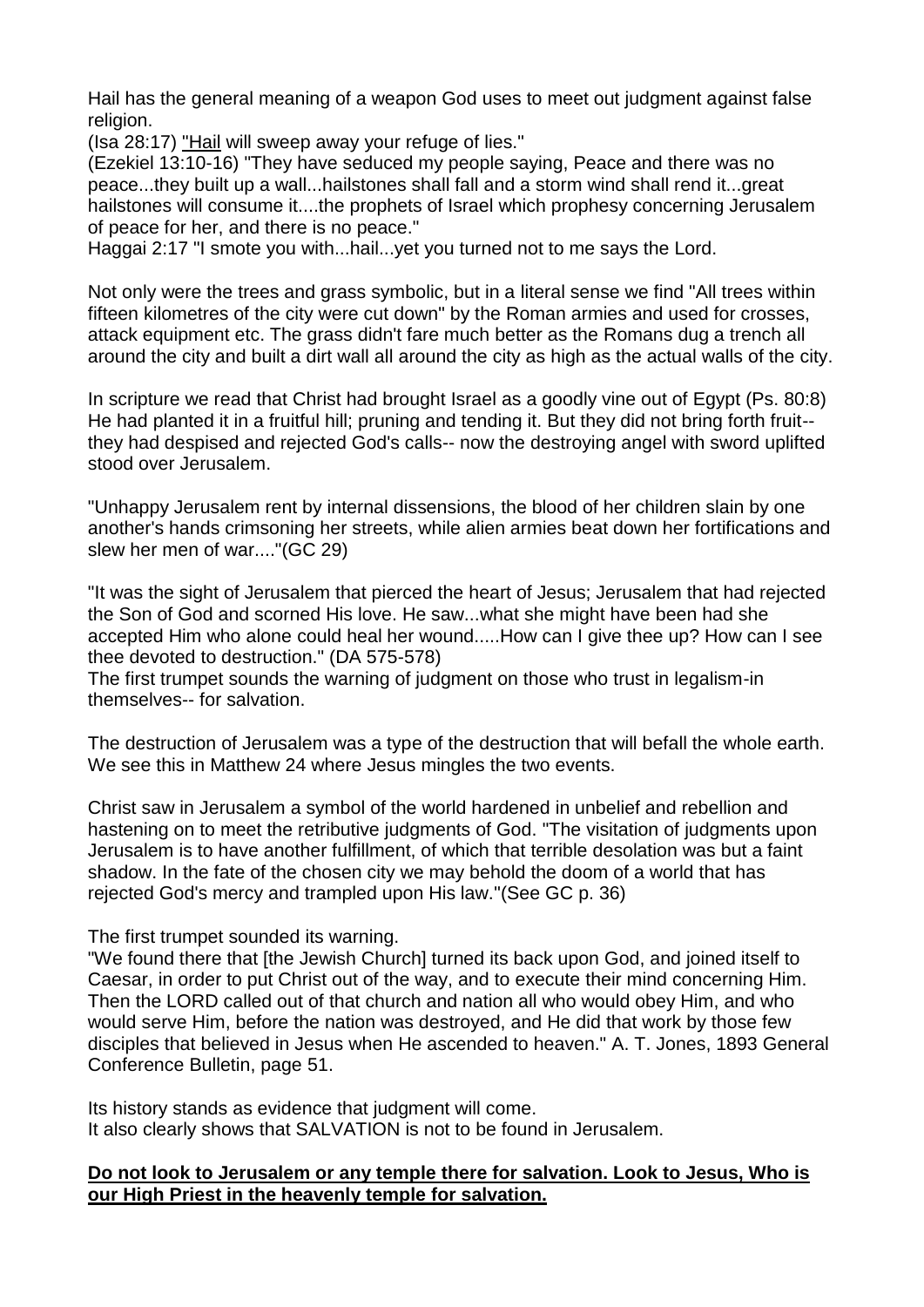Hail has the general meaning of a weapon God uses to meet out judgment against false religion.

(Isa 28:17) "Hail will sweep away your refuge of lies."

(Ezekiel 13:10-16) "They have seduced my people saying, Peace and there was no peace...they built up a wall...hailstones shall fall and a storm wind shall rend it...great hailstones will consume it....the prophets of Israel which prophesy concerning Jerusalem of peace for her, and there is no peace."

Haggai 2:17 "I smote you with...hail...yet you turned not to me says the Lord.

Not only were the trees and grass symbolic, but in a literal sense we find "All trees within fifteen kilometres of the city were cut down" by the Roman armies and used for crosses, attack equipment etc. The grass didn't fare much better as the Romans dug a trench all around the city and built a dirt wall all around the city as high as the actual walls of the city.

In scripture we read that Christ had brought Israel as a goodly vine out of Egypt (Ps. 80:8) He had planted it in a fruitful hill; pruning and tending it. But they did not bring forth fruit-- they had despised and rejected God's calls-- now the destroying angel with sword uplifted stood over Jerusalem.

"Unhappy Jerusalem rent by internal dissensions, the blood of her children slain by one another's hands crimsoning her streets, while alien armies beat down her fortifications and slew her men of war...."(GC 29)

"It was the sight of Jerusalem that pierced the heart of Jesus; Jerusalem that had rejected the Son of God and scorned His love. He saw...what she might have been had she accepted Him who alone could heal her wound.....How can I give thee up? How can I see thee devoted to destruction." (DA 575-578)

The first trumpet sounds the warning of judgment on those who trust in legalism-in themselves-- for salvation.

The destruction of Jerusalem was a type of the destruction that will befall the whole earth. We see this in Matthew 24 where Jesus mingles the two events.

Christ saw in Jerusalem a symbol of the world hardened in unbelief and rebellion and hastening on to meet the retributive judgments of God. "The visitation of judgments upon Jerusalem is to have another fulfillment, of which that terrible desolation was but a faint shadow. In the fate of the chosen city we may behold the doom of a world that has rejected God's mercy and trampled upon His law."(See GC p. 36)

The first trumpet sounded its warning.

"We found there that [the Jewish Church] turned its back upon God, and joined itself to Caesar, in order to put Christ out of the way, and to execute their mind concerning Him. Then the LORD called out of that church and nation all who would obey Him, and who would serve Him, before the nation was destroyed, and He did that work by those few disciples that believed in Jesus when He ascended to heaven." A. T. Jones, 1893 General Conference Bulletin, page 51.

Its history stands as evidence that judgment will come.
It also clearly shows that SALVATION is not to be found in Jerusalem.

**Do not look to Jerusalem or any temple there for salvation. Look to Jesus, Who is our High Priest in the heavenly temple for salvation.**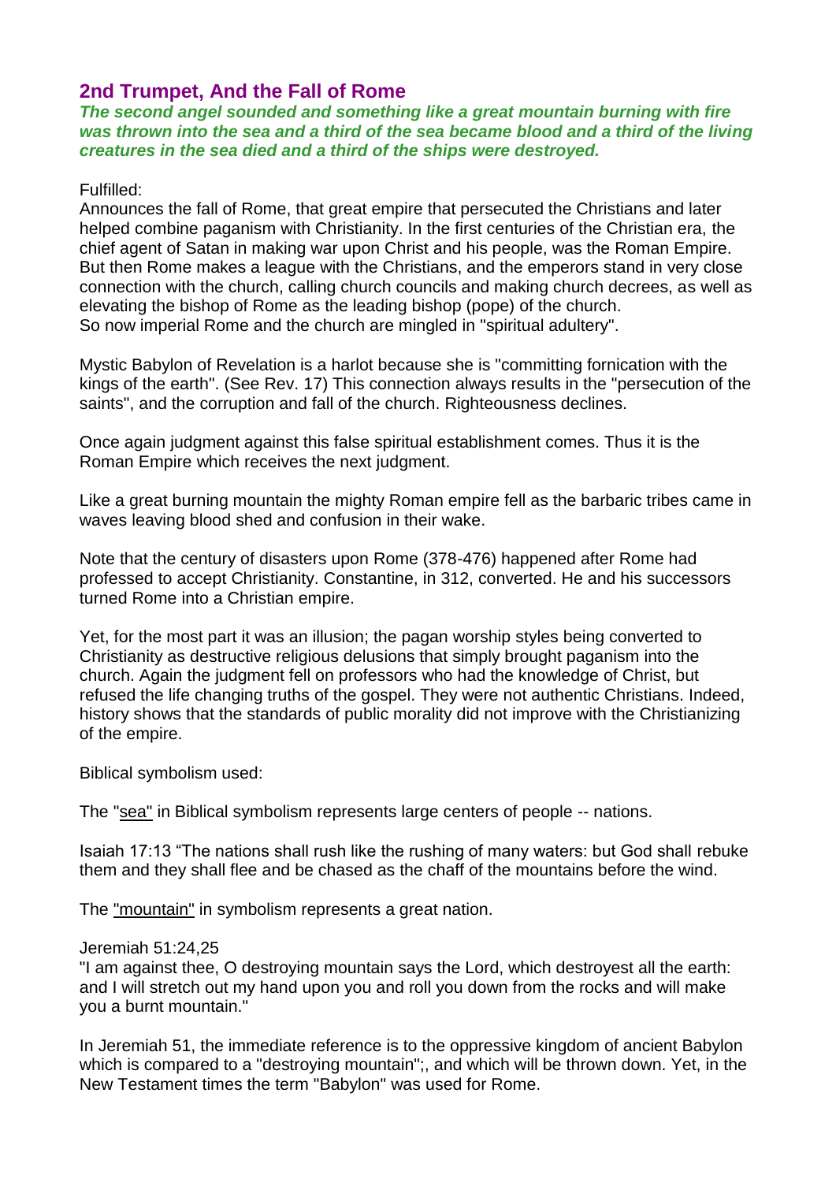## 2nd Trumpet, And the Fall of Rome

***The second angel sounded and something like a great mountain burning with fire was thrown into the sea and a third of the sea became blood and a third of the living creatures in the sea died and a third of the ships were destroyed.***

Fulfilled:
Announces the fall of Rome, that great empire that persecuted the Christians and later helped combine paganism with Christianity. In the first centuries of the Christian era, the chief agent of Satan in making war upon Christ and his people, was the Roman Empire. But then Rome makes a league with the Christians, and the emperors stand in very close connection with the church, calling church councils and making church decrees, as well as elevating the bishop of Rome as the leading bishop (pope) of the church.
So now imperial Rome and the church are mingled in "spiritual adultery".

Mystic Babylon of Revelation is a harlot because she is "committing fornication with the kings of the earth". (See Rev. 17) This connection always results in the "persecution of the saints", and the corruption and fall of the church. Righteousness declines.

Once again judgment against this false spiritual establishment comes. Thus it is the Roman Empire which receives the next judgment.

Like a great burning mountain the mighty Roman empire fell as the barbaric tribes came in waves leaving blood shed and confusion in their wake.

Note that the century of disasters upon Rome (378-476) happened after Rome had professed to accept Christianity. Constantine, in 312, converted. He and his successors turned Rome into a Christian empire.

Yet, for the most part it was an illusion; the pagan worship styles being converted to Christianity as destructive religious delusions that simply brought paganism into the church. Again the judgment fell on professors who had the knowledge of Christ, but refused the life changing truths of the gospel. They were not authentic Christians. Indeed, history shows that the standards of public morality did not improve with the Christianizing of the empire.

Biblical symbolism used:

The "sea" in Biblical symbolism represents large centers of people -- nations.

Isaiah 17:13 "The nations shall rush like the rushing of many waters: but God shall rebuke them and they shall flee and be chased as the chaff of the mountains before the wind.

The "mountain" in symbolism represents a great nation.

Jeremiah 51:24,25
"I am against thee, O destroying mountain says the Lord, which destroyest all the earth: and I will stretch out my hand upon you and roll you down from the rocks and will make you a burnt mountain."

In Jeremiah 51, the immediate reference is to the oppressive kingdom of ancient Babylon which is compared to a "destroying mountain";, and which will be thrown down. Yet, in the New Testament times the term "Babylon" was used for Rome.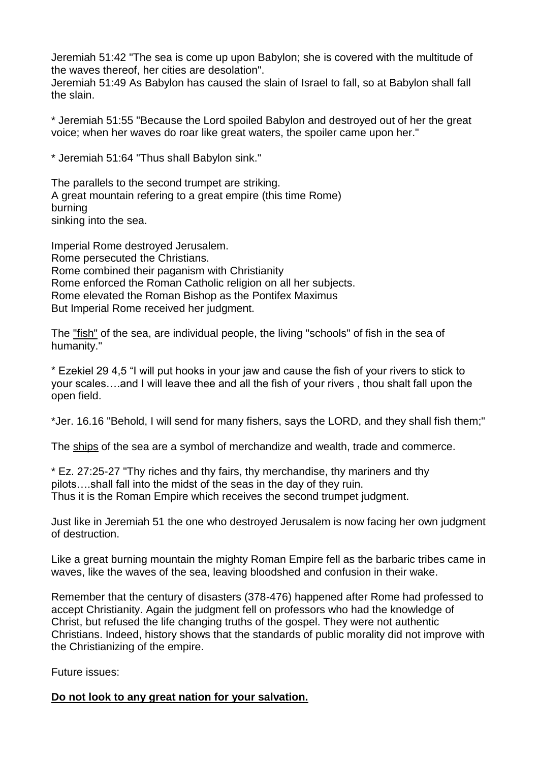Jeremiah 51:42 "The sea is come up upon Babylon; she is covered with the multitude of the waves thereof, her cities are desolation".
Jeremiah 51:49 As Babylon has caused the slain of Israel to fall, so at Babylon shall fall the slain.

* Jeremiah 51:55 "Because the Lord spoiled Babylon and destroyed out of her the great voice; when her waves do roar like great waters, the spoiler came upon her."

* Jeremiah 51:64 "Thus shall Babylon sink."

The parallels to the second trumpet are striking.
A great mountain refering to a great empire (this time Rome)
burning
sinking into the sea.

Imperial Rome destroyed Jerusalem.
Rome persecuted the Christians.
Rome combined their paganism with Christianity
Rome enforced the Roman Catholic religion on all her subjects.
Rome elevated the Roman Bishop as the Pontifex Maximus
But Imperial Rome received her judgment.

The "fish" of the sea, are individual people, the living "schools" of fish in the sea of humanity."

* Ezekiel 29 4,5 "I will put hooks in your jaw and cause the fish of your rivers to stick to your scales….and I will leave thee and all the fish of your rivers , thou shalt fall upon the open field.

*Jer. 16.16 "Behold, I will send for many fishers, says the LORD, and they shall fish them;"

The ships of the sea are a symbol of merchandize and wealth, trade and commerce.

* Ez. 27:25-27 "Thy riches and thy fairs, thy merchandise, thy mariners and thy pilots….shall fall into the midst of the seas in the day of they ruin.
Thus it is the Roman Empire which receives the second trumpet judgment.

Just like in Jeremiah 51 the one who destroyed Jerusalem is now facing her own judgment of destruction.

Like a great burning mountain the mighty Roman Empire fell as the barbaric tribes came in waves, like the waves of the sea, leaving bloodshed and confusion in their wake.

Remember that the century of disasters (378-476) happened after Rome had professed to accept Christianity. Again the judgment fell on professors who had the knowledge of Christ, but refused the life changing truths of the gospel. They were not authentic Christians. Indeed, history shows that the standards of public morality did not improve with the Christianizing of the empire.

Future issues:

**Do not look to any great nation for your salvation.**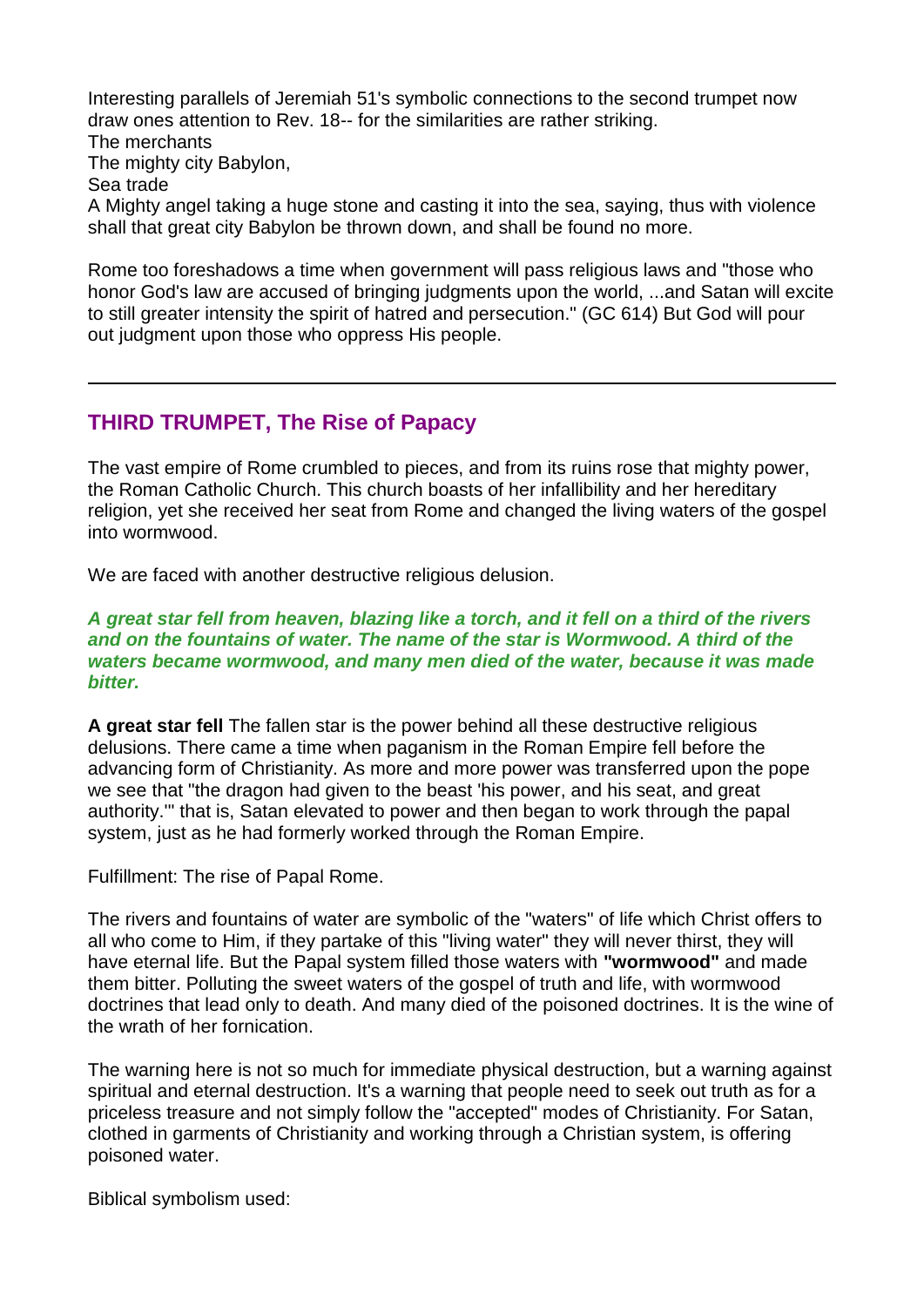Interesting parallels of Jeremiah 51's symbolic connections to the second trumpet now draw ones attention to Rev. 18-- for the similarities are rather striking.
The merchants
The mighty city Babylon,
Sea trade
A Mighty angel taking a huge stone and casting it into the sea, saying, thus with violence shall that great city Babylon be thrown down, and shall be found no more.

Rome too foreshadows a time when government will pass religious laws and "those who honor God's law are accused of bringing judgments upon the world, ...and Satan will excite to still greater intensity the spirit of hatred and persecution." (GC 614) But God will pour out judgment upon those who oppress His people.

---

## THIRD TRUMPET, The Rise of Papacy

The vast empire of Rome crumbled to pieces, and from its ruins rose that mighty power, the Roman Catholic Church. This church boasts of her infallibility and her hereditary religion, yet she received her seat from Rome and changed the living waters of the gospel into wormwood.

We are faced with another destructive religious delusion.

***A great star fell from heaven, blazing like a torch, and it fell on a third of the rivers and on the fountains of water. The name of the star is Wormwood. A third of the waters became wormwood, and many men died of the water, because it was made bitter.***

**A great star fell** The fallen star is the power behind all these destructive religious delusions. There came a time when paganism in the Roman Empire fell before the advancing form of Christianity. As more and more power was transferred upon the pope we see that "the dragon had given to the beast 'his power, and his seat, and great authority.'" that is, Satan elevated to power and then began to work through the papal system, just as he had formerly worked through the Roman Empire.

Fulfillment: The rise of Papal Rome.

The rivers and fountains of water are symbolic of the "waters" of life which Christ offers to all who come to Him, if they partake of this "living water" they will never thirst, they will have eternal life. But the Papal system filled those waters with **"wormwood"** and made them bitter. Polluting the sweet waters of the gospel of truth and life, with wormwood doctrines that lead only to death. And many died of the poisoned doctrines. It is the wine of the wrath of her fornication.

The warning here is not so much for immediate physical destruction, but a warning against spiritual and eternal destruction. It's a warning that people need to seek out truth as for a priceless treasure and not simply follow the "accepted" modes of Christianity. For Satan, clothed in garments of Christianity and working through a Christian system, is offering poisoned water.

Biblical symbolism used: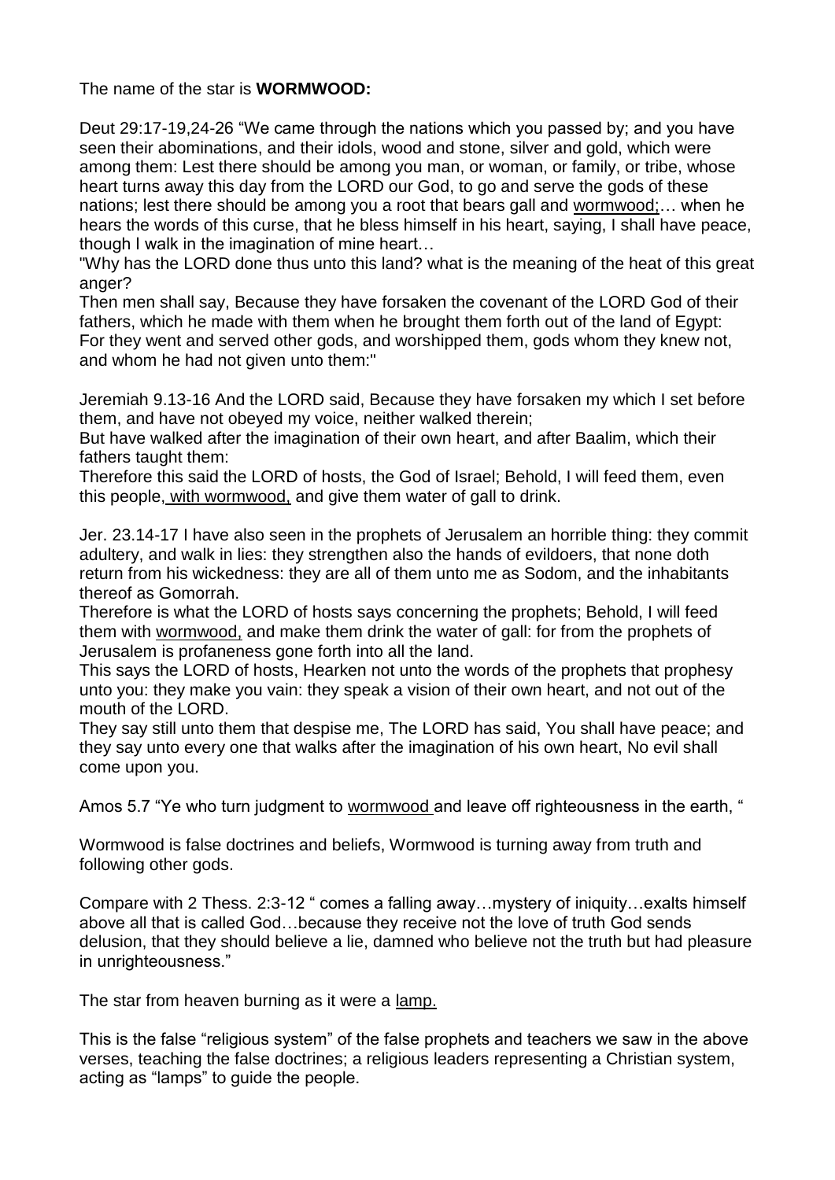The name of the star is **WORMWOOD:**

Deut 29:17-19,24-26 “We came through the nations which you passed by; and you have seen their abominations, and their idols, wood and stone, silver and gold, which were among them: Lest there should be among you man, or woman, or family, or tribe, whose heart turns away this day from the LORD our God, to go and serve the gods of these nations; lest there should be among you a root that bears gall and <u>wormwood;</u>… when he hears the words of this curse, that he bless himself in his heart, saying, I shall have peace, though I walk in the imagination of mine heart…
"Why has the LORD done thus unto this land? what is the meaning of the heat of this great anger?
Then men shall say, Because they have forsaken the covenant of the LORD God of their fathers, which he made with them when he brought them forth out of the land of Egypt: For they went and served other gods, and worshipped them, gods whom they knew not, and whom he had not given unto them:"

Jeremiah 9.13-16 And the LORD said, Because they have forsaken my which I set before them, and have not obeyed my voice, neither walked therein;
But have walked after the imagination of their own heart, and after Baalim, which their fathers taught them:
Therefore this said the LORD of hosts, the God of Israel; Behold, I will feed them, even this people, <u>with wormwood,</u> and give them water of gall to drink.

Jer. 23.14-17 I have also seen in the prophets of Jerusalem an horrible thing: they commit adultery, and walk in lies: they strengthen also the hands of evildoers, that none doth return from his wickedness: they are all of them unto me as Sodom, and the inhabitants thereof as Gomorrah.
Therefore is what the LORD of hosts says concerning the prophets; Behold, I will feed them with <u>wormwood,</u> and make them drink the water of gall: for from the prophets of Jerusalem is profaneness gone forth into all the land.
This says the LORD of hosts, Hearken not unto the words of the prophets that prophesy unto you: they make you vain: they speak a vision of their own heart, and not out of the mouth of the LORD.
They say still unto them that despise me, The LORD has said, You shall have peace; and they say unto every one that walks after the imagination of his own heart, No evil shall come upon you.

Amos 5.7 “Ye who turn judgment to <u>wormwood</u> and leave off righteousness in the earth, “

Wormwood is false doctrines and beliefs, Wormwood is turning away from truth and following other gods.

Compare with 2 Thess. 2:3-12 “ comes a falling away…mystery of iniquity…exalts himself above all that is called God…because they receive not the love of truth God sends delusion, that they should believe a lie, damned who believe not the truth but had pleasure in unrighteousness.”

The star from heaven burning as it were a <u>lamp.</u>

This is the false “religious system” of the false prophets and teachers we saw in the above verses, teaching the false doctrines; a religious leaders representing a Christian system, acting as “lamps” to guide the people.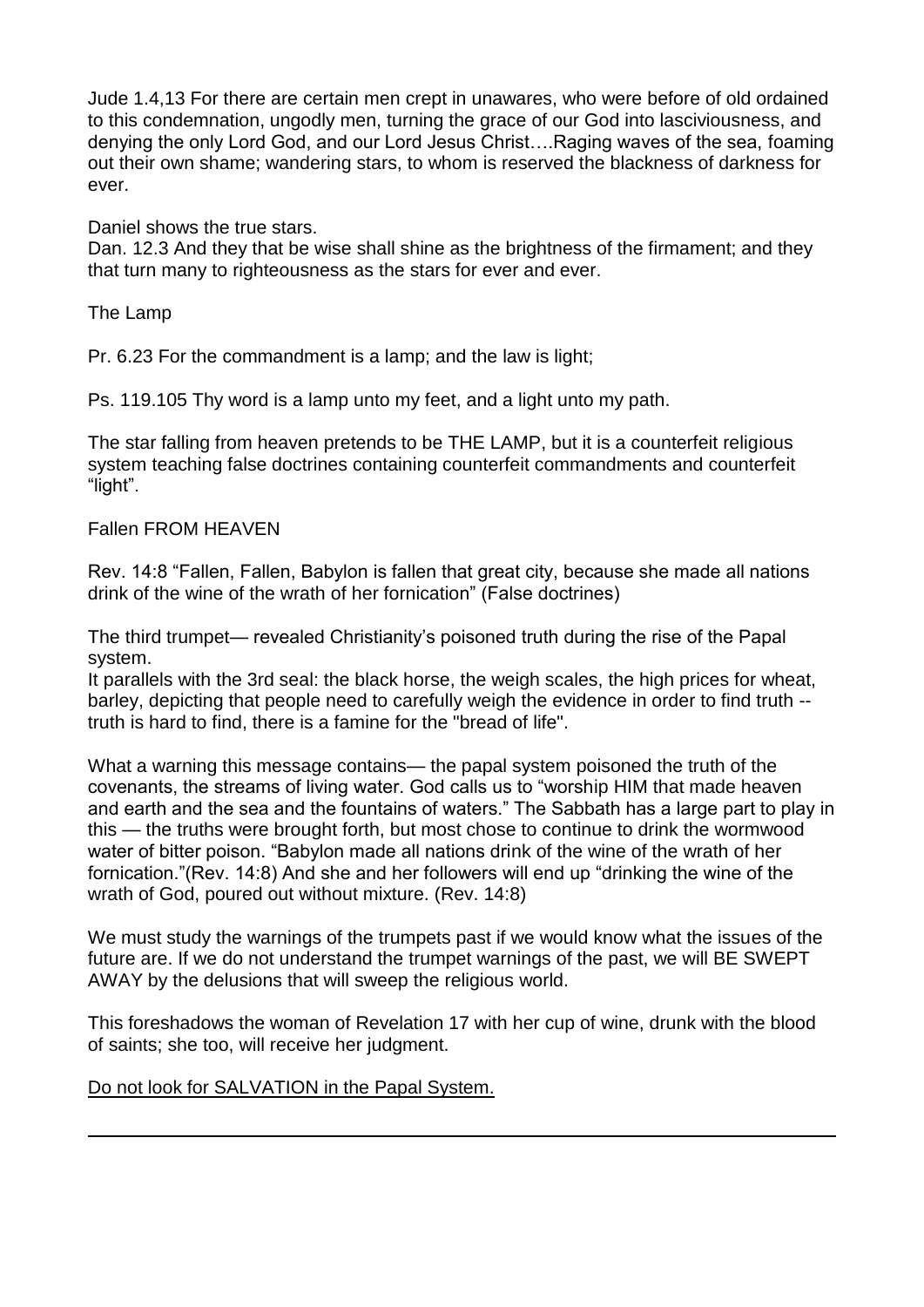Jude 1.4,13 For there are certain men crept in unawares, who were before of old ordained to this condemnation, ungodly men, turning the grace of our God into lasciviousness, and denying the only Lord God, and our Lord Jesus Christ….Raging waves of the sea, foaming out their own shame; wandering stars, to whom is reserved the blackness of darkness for ever.

Daniel shows the true stars.
Dan. 12.3 And they that be wise shall shine as the brightness of the firmament; and they that turn many to righteousness as the stars for ever and ever.

The Lamp

Pr. 6.23 For the commandment is a lamp; and the law is light;

Ps. 119.105 Thy word is a lamp unto my feet, and a light unto my path.

The star falling from heaven pretends to be THE LAMP, but it is a counterfeit religious system teaching false doctrines containing counterfeit commandments and counterfeit "light".

Fallen FROM HEAVEN

Rev. 14:8 "Fallen, Fallen, Babylon is fallen that great city, because she made all nations drink of the wine of the wrath of her fornication" (False doctrines)

The third trumpet— revealed Christianity's poisoned truth during the rise of the Papal system.
It parallels with the 3rd seal: the black horse, the weigh scales, the high prices for wheat, barley, depicting that people need to carefully weigh the evidence in order to find truth -- truth is hard to find, there is a famine for the "bread of life".

What a warning this message contains— the papal system poisoned the truth of the covenants, the streams of living water. God calls us to "worship HIM that made heaven and earth and the sea and the fountains of waters." The Sabbath has a large part to play in this — the truths were brought forth, but most chose to continue to drink the wormwood water of bitter poison. "Babylon made all nations drink of the wine of the wrath of her fornication."(Rev. 14:8) And she and her followers will end up "drinking the wine of the wrath of God, poured out without mixture. (Rev. 14:8)

We must study the warnings of the trumpets past if we would know what the issues of the future are. If we do not understand the trumpet warnings of the past, we will BE SWEPT AWAY by the delusions that will sweep the religious world.

This foreshadows the woman of Revelation 17 with her cup of wine, drunk with the blood of saints; she too, will receive her judgment.

<u>Do not look for SALVATION in the Papal System.</u>

---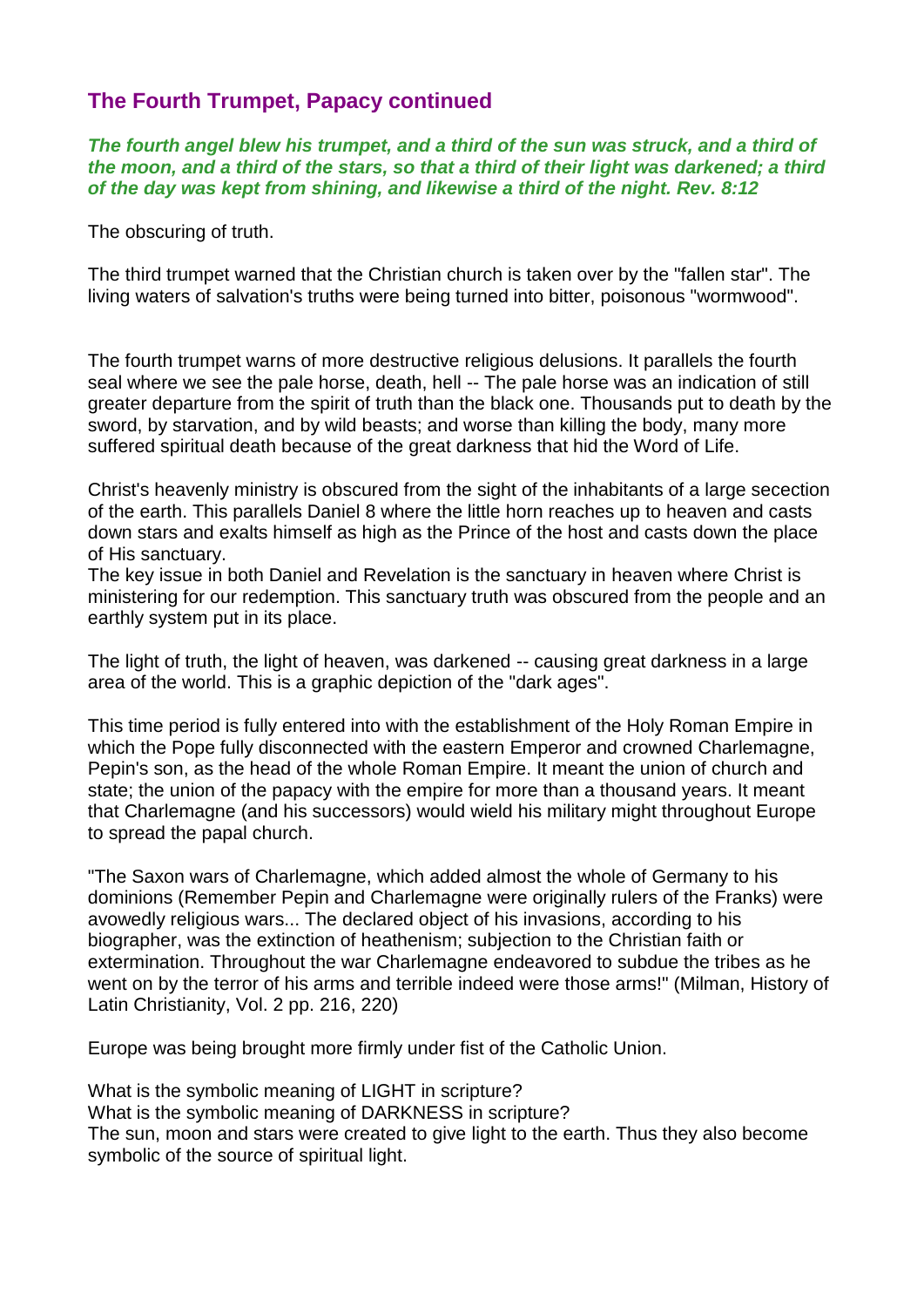## The Fourth Trumpet, Papacy continued

***The fourth angel blew his trumpet, and a third of the sun was struck, and a third of the moon, and a third of the stars, so that a third of their light was darkened; a third of the day was kept from shining, and likewise a third of the night. Rev. 8:12***

The obscuring of truth.

The third trumpet warned that the Christian church is taken over by the "fallen star". The living waters of salvation's truths were being turned into bitter, poisonous "wormwood".

The fourth trumpet warns of more destructive religious delusions. It parallels the fourth seal where we see the pale horse, death, hell -- The pale horse was an indication of still greater departure from the spirit of truth than the black one. Thousands put to death by the sword, by starvation, and by wild beasts; and worse than killing the body, many more suffered spiritual death because of the great darkness that hid the Word of Life.

Christ's heavenly ministry is obscured from the sight of the inhabitants of a large secection of the earth. This parallels Daniel 8 where the little horn reaches up to heaven and casts down stars and exalts himself as high as the Prince of the host and casts down the place of His sanctuary.
The key issue in both Daniel and Revelation is the sanctuary in heaven where Christ is ministering for our redemption. This sanctuary truth was obscured from the people and an earthly system put in its place.

The light of truth, the light of heaven, was darkened -- causing great darkness in a large area of the world. This is a graphic depiction of the "dark ages".

This time period is fully entered into with the establishment of the Holy Roman Empire in which the Pope fully disconnected with the eastern Emperor and crowned Charlemagne, Pepin's son, as the head of the whole Roman Empire. It meant the union of church and state; the union of the papacy with the empire for more than a thousand years. It meant that Charlemagne (and his successors) would wield his military might throughout Europe to spread the papal church.

"The Saxon wars of Charlemagne, which added almost the whole of Germany to his dominions (Remember Pepin and Charlemagne were originally rulers of the Franks) were avowedly religious wars... The declared object of his invasions, according to his biographer, was the extinction of heathenism; subjection to the Christian faith or extermination. Throughout the war Charlemagne endeavored to subdue the tribes as he went on by the terror of his arms and terrible indeed were those arms!" (Milman, History of Latin Christianity, Vol. 2 pp. 216, 220)

Europe was being brought more firmly under fist of the Catholic Union.

What is the symbolic meaning of LIGHT in scripture?
What is the symbolic meaning of DARKNESS in scripture?
The sun, moon and stars were created to give light to the earth. Thus they also become symbolic of the source of spiritual light.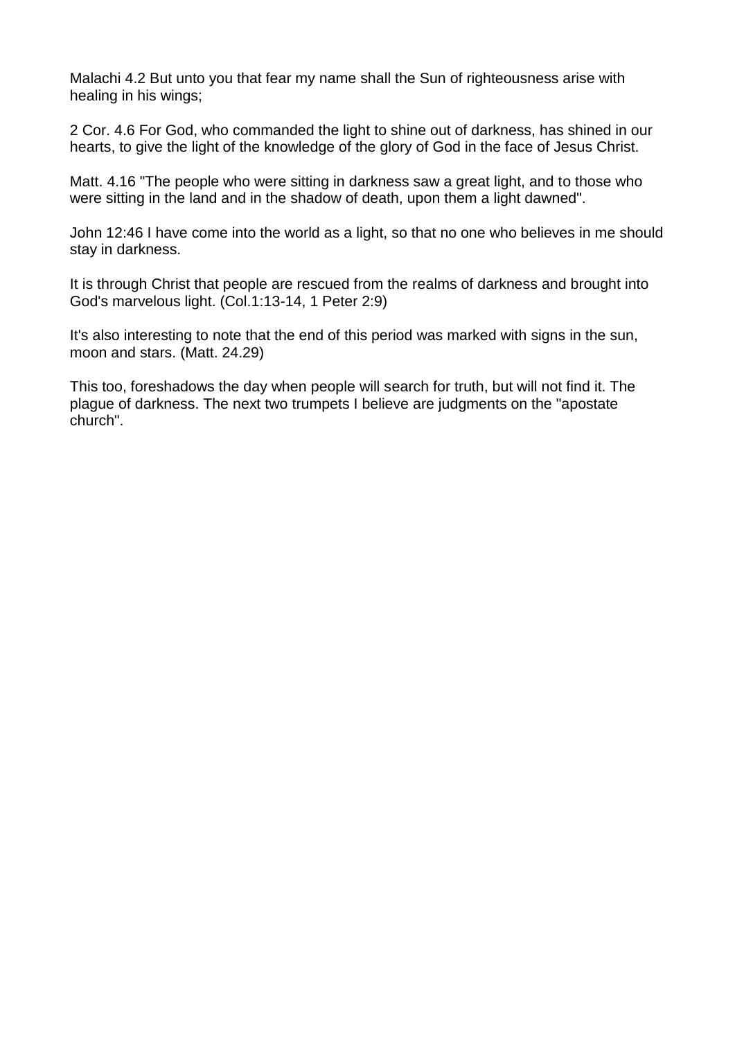Malachi 4.2 But unto you that fear my name shall the Sun of righteousness arise with healing in his wings;

2 Cor. 4.6 For God, who commanded the light to shine out of darkness, has shined in our hearts, to give the light of the knowledge of the glory of God in the face of Jesus Christ.

Matt. 4.16 "The people who were sitting in darkness saw a great light, and to those who were sitting in the land and in the shadow of death, upon them a light dawned".

John 12:46 I have come into the world as a light, so that no one who believes in me should stay in darkness.

It is through Christ that people are rescued from the realms of darkness and brought into God's marvelous light. (Col.1:13-14, 1 Peter 2:9)

It's also interesting to note that the end of this period was marked with signs in the sun, moon and stars. (Matt. 24.29)

This too, foreshadows the day when people will search for truth, but will not find it. The plague of darkness. The next two trumpets I believe are judgments on the "apostate church".